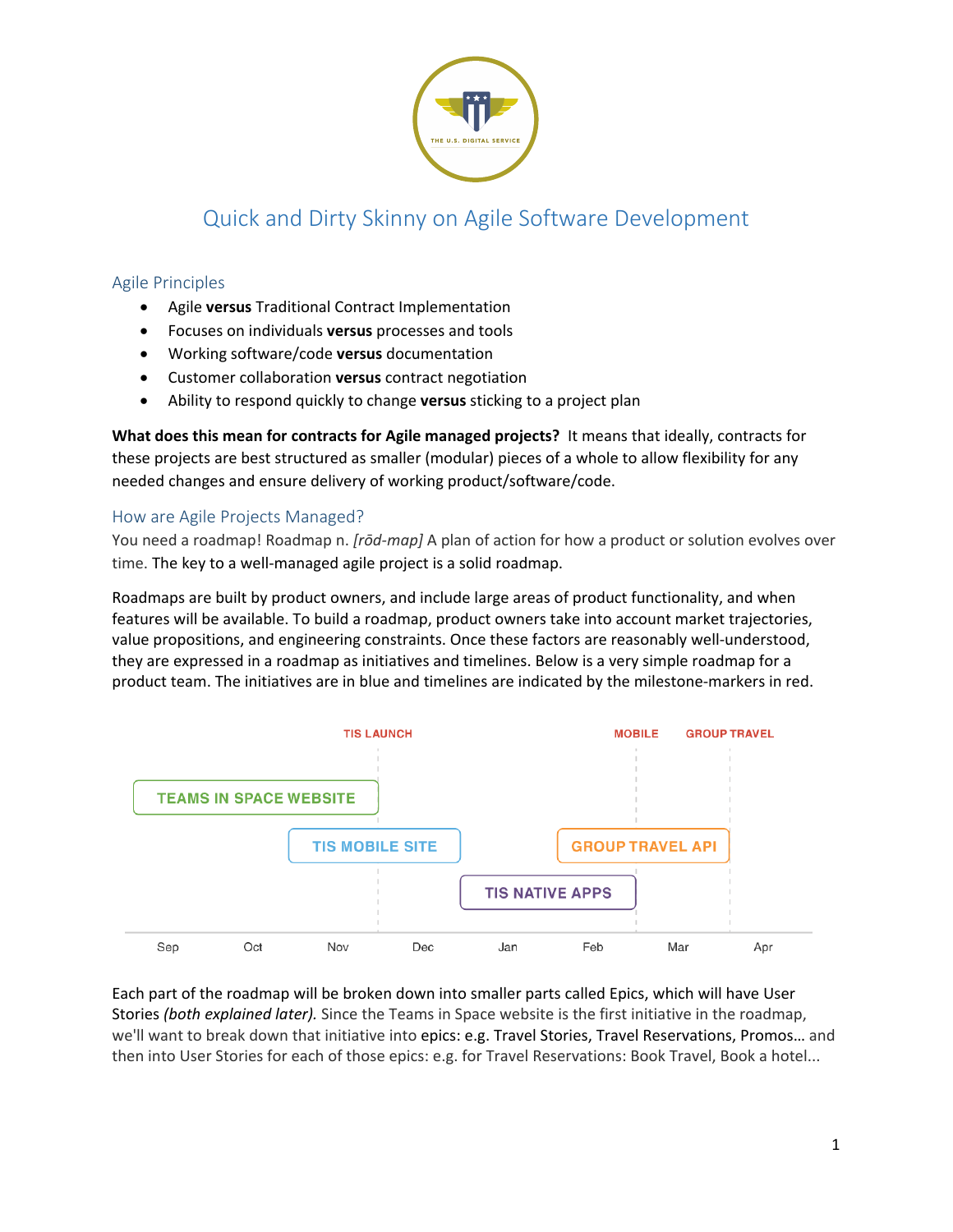# Quick and Dirty Skinny on Agile Software Development

## Agile Principles

- Agile **versus** Traditional Contract Implementation
- Focuses on individuals **versus** processes and tools
- Working software/code **versus** documentation
- Customer collaboration **versus** contract negotiation
- Ability to respond quickly to change **versus** sticking to a project plan

**What does this mean for contracts for Agile managed projects?** It means that ideally, contracts for these projects are best structured as smaller (modular) pieces of a whole to allow flexibility for any needed changes and ensure delivery of working product/software/code.

## How are Agile Projects Managed?

You need a roadmap! Roadmap n. *[rōd-map]* A plan of action for how a product or solution evolves over time. The key to a well-managed agile project is a solid roadmap.

Roadmaps are built by product owners, and include large areas of product functionality, and when features will be available. To build a roadmap, product owners take into account market trajectories, value propositions, and engineering constraints. Once these factors are reasonably well-understood, they are expressed in a roadmap as initiatives and timelines. Below is a very simple roadmap for a product team. The initiatives are in blue and timelines are indicated by the milestone-markers in red.

TIS LAUNCH | MOBILE | GROUP TRAVEL

TEAMS IN SPACE WEBSITE | TIS MOBILE SITE | GROUP TRAVEL API | TIS NATIVE APPS

Sep | Oct | Nov | Dec | Jan | Feb | Mar | Apr

Each part of the roadmap will be broken down into smaller parts called Epics, which will have User Stories *(both explained later).* Since the Teams in Space website is the first initiative in the roadmap, we'll want to break down that initiative into epics: e.g. Travel Stories, Travel Reservations, Promos… and then into User Stories for each of those epics: e.g. for Travel Reservations: Book Travel, Book a hotel...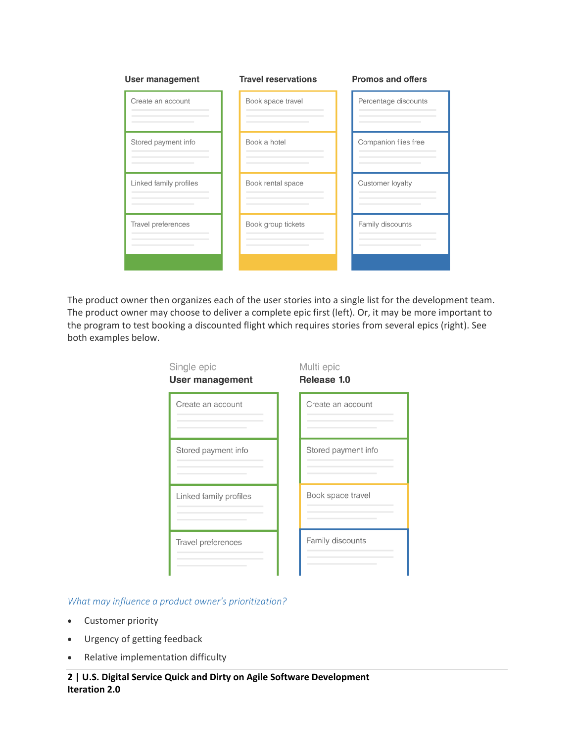| User management | Travel reservations | Promos and offers |
| --- | --- | --- |
| Create an account | Book space travel | Percentage discounts |
| Stored payment info | Book a hotel | Companion flies free |
| Linked family profiles | Book rental space | Customer loyalty |
| Travel preferences | Book group tickets | Family discounts |

The product owner then organizes each of the user stories into a single list for the development team. The product owner may choose to deliver a complete epic first (left). Or, it may be more important to the program to test booking a discounted flight which requires stories from several epics (right). See both examples below.

| Single epic<br>**User management** | Multi epic<br>**Release 1.0** |
| --- | --- |
| Create an account | Create an account |
| Stored payment info | Stored payment info |
| Linked family profiles | Book space travel |
| Travel preferences | Family discounts |

*What may influence a product owner's prioritization?*

- Customer priority
- Urgency of getting feedback
- Relative implementation difficulty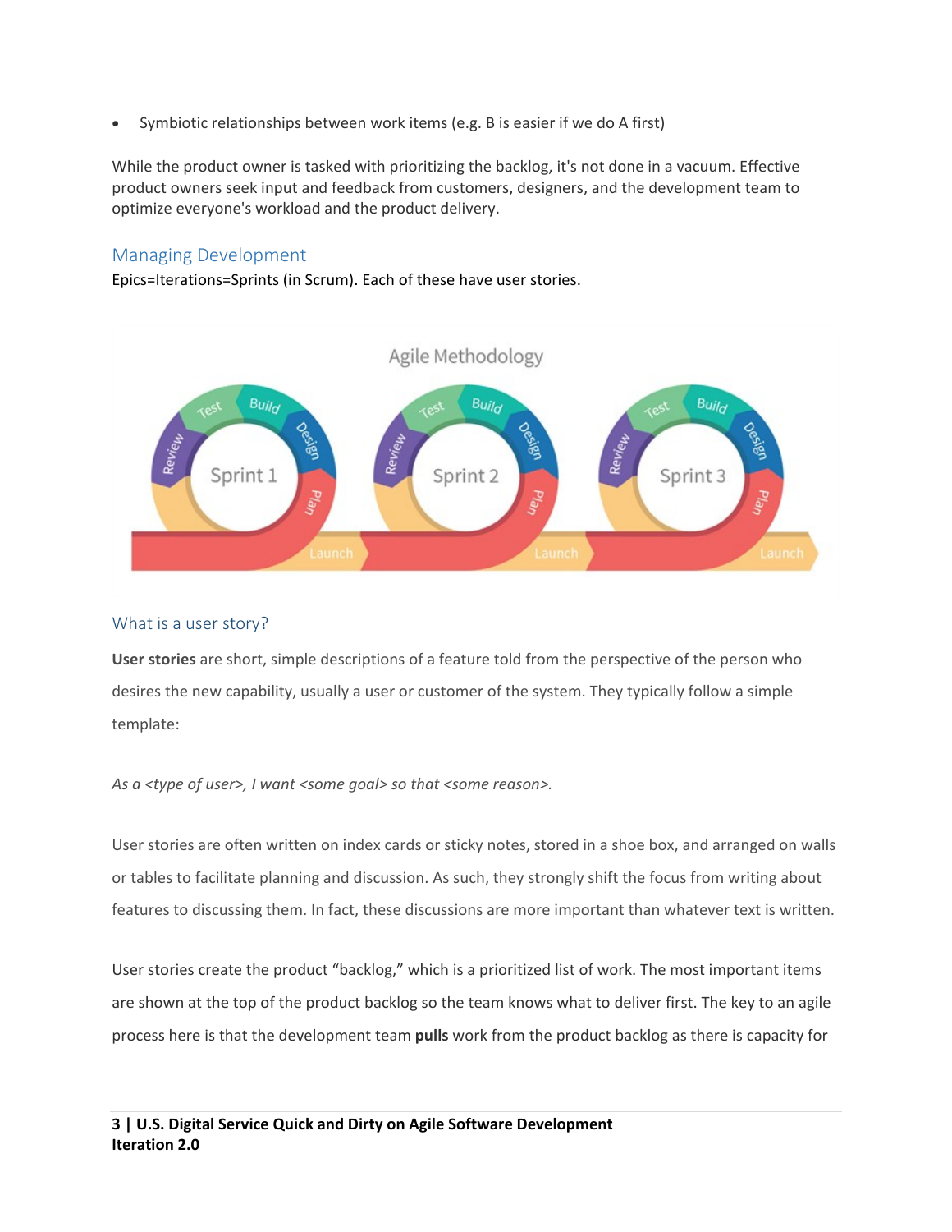- Symbiotic relationships between work items (e.g. B is easier if we do A first)

While the product owner is tasked with prioritizing the backlog, it's not done in a vacuum. Effective product owners seek input and feedback from customers, designers, and the development team to optimize everyone's workload and the product delivery.

## Managing Development

Epics=Iterations=Sprints (in Scrum). Each of these have user stories.

## What is a user story?

**User stories** are short, simple descriptions of a feature told from the perspective of the person who desires the new capability, usually a user or customer of the system. They typically follow a simple template:

*As a <type of user>, I want <some goal> so that <some reason>.*

User stories are often written on index cards or sticky notes, stored in a shoe box, and arranged on walls or tables to facilitate planning and discussion. As such, they strongly shift the focus from writing about features to discussing them. In fact, these discussions are more important than whatever text is written.

User stories create the product "backlog," which is a prioritized list of work. The most important items are shown at the top of the product backlog so the team knows what to deliver first. The key to an agile process here is that the development team **pulls** work from the product backlog as there is capacity for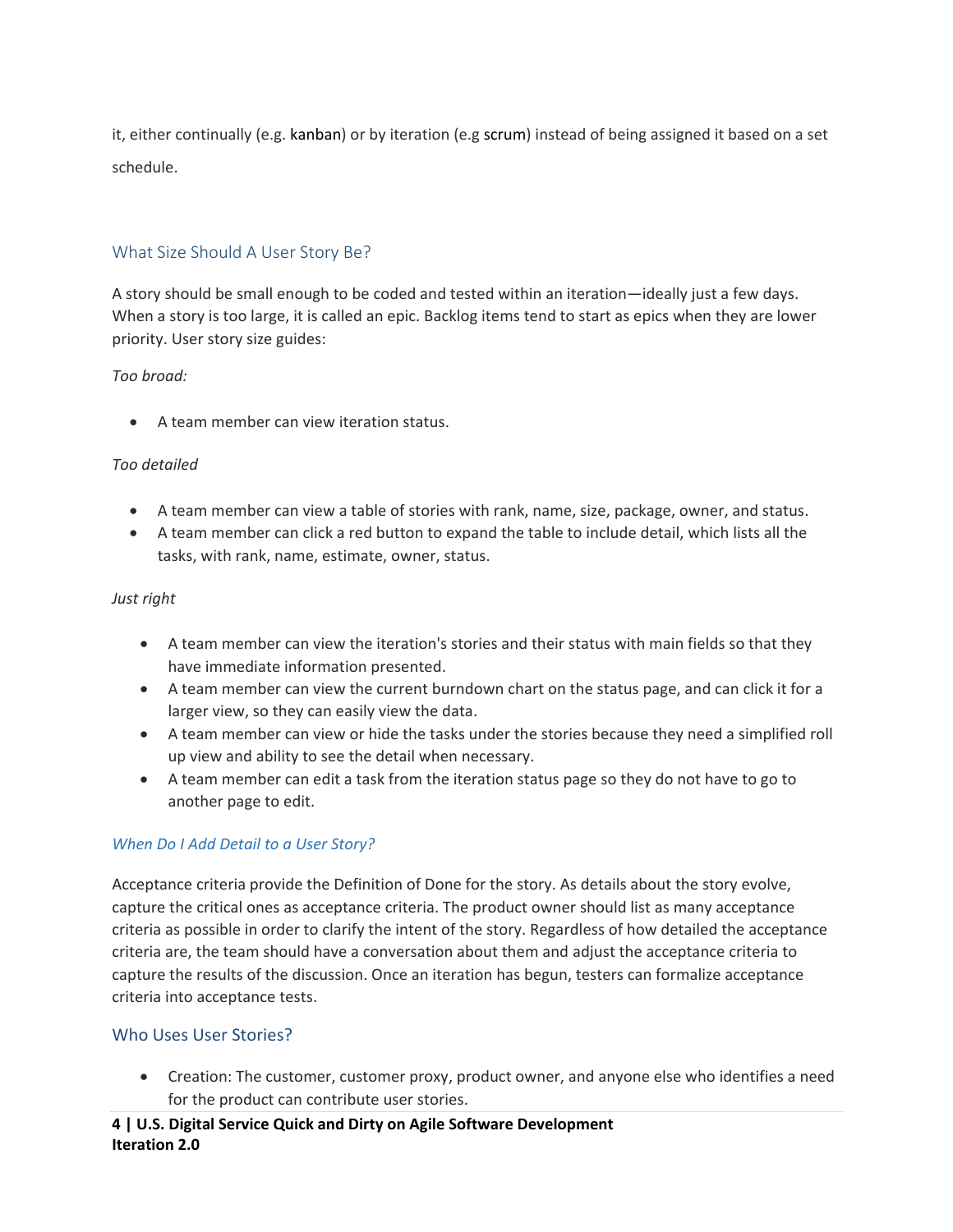it, either continually (e.g. kanban) or by iteration (e.g scrum) instead of being assigned it based on a set schedule.

## What Size Should A User Story Be?

A story should be small enough to be coded and tested within an iteration—ideally just a few days. When a story is too large, it is called an epic. Backlog items tend to start as epics when they are lower priority. User story size guides:

*Too broad:*

- A team member can view iteration status.

*Too detailed*

- A team member can view a table of stories with rank, name, size, package, owner, and status.
- A team member can click a red button to expand the table to include detail, which lists all the tasks, with rank, name, estimate, owner, status.

*Just right*

- A team member can view the iteration's stories and their status with main fields so that they have immediate information presented.
- A team member can view the current burndown chart on the status page, and can click it for a larger view, so they can easily view the data.
- A team member can view or hide the tasks under the stories because they need a simplified roll up view and ability to see the detail when necessary.
- A team member can edit a task from the iteration status page so they do not have to go to another page to edit.

### *When Do I Add Detail to a User Story?*

Acceptance criteria provide the Definition of Done for the story. As details about the story evolve, capture the critical ones as acceptance criteria. The product owner should list as many acceptance criteria as possible in order to clarify the intent of the story. Regardless of how detailed the acceptance criteria are, the team should have a conversation about them and adjust the acceptance criteria to capture the results of the discussion. Once an iteration has begun, testers can formalize acceptance criteria into acceptance tests.

## Who Uses User Stories?

- Creation: The customer, customer proxy, product owner, and anyone else who identifies a need for the product can contribute user stories.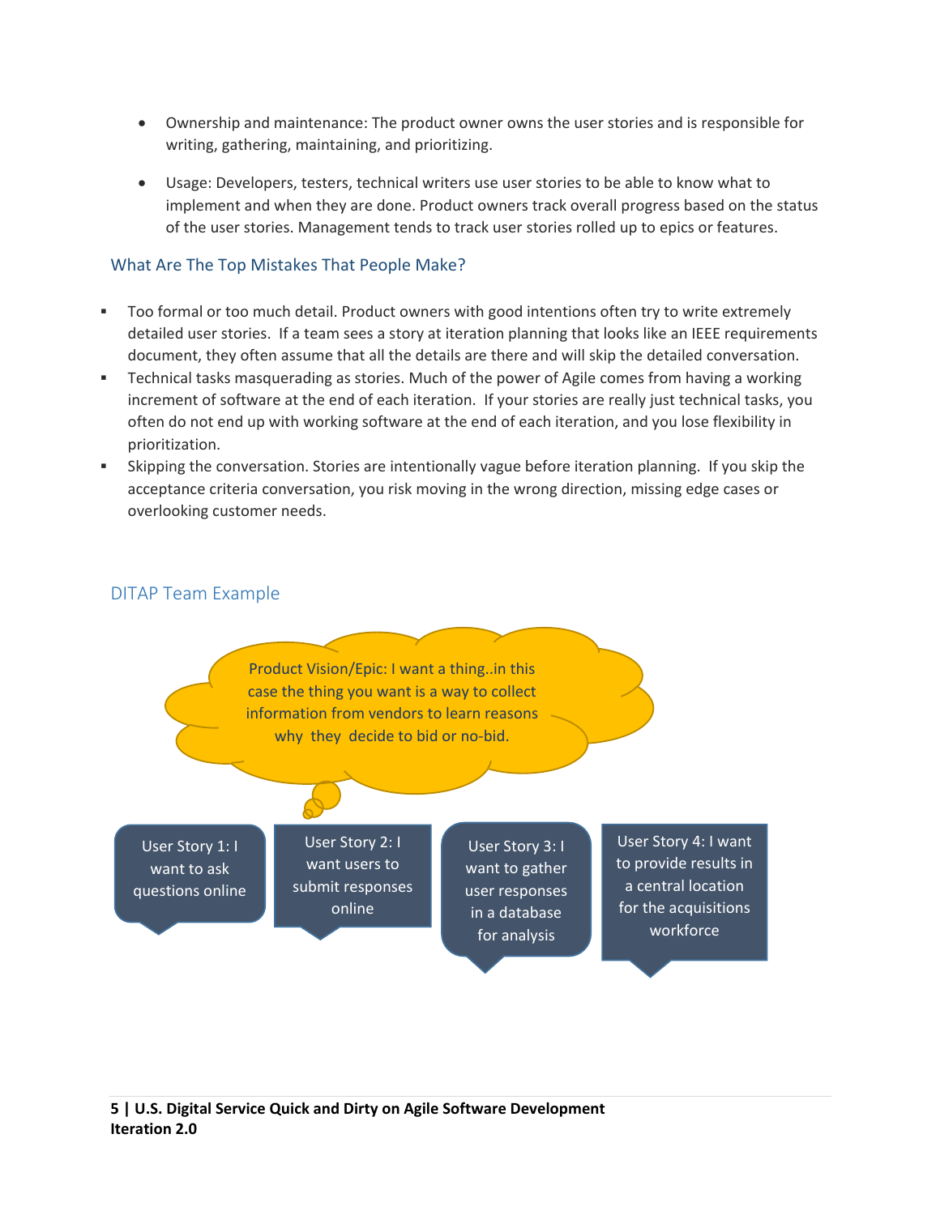- Ownership and maintenance: The product owner owns the user stories and is responsible for writing, gathering, maintaining, and prioritizing.
- Usage: Developers, testers, technical writers use user stories to be able to know what to implement and when they are done. Product owners track overall progress based on the status of the user stories. Management tends to track user stories rolled up to epics or features.

### What Are The Top Mistakes That People Make?

- Too formal or too much detail. Product owners with good intentions often try to write extremely detailed user stories. If a team sees a story at iteration planning that looks like an IEEE requirements document, they often assume that all the details are there and will skip the detailed conversation.
- Technical tasks masquerading as stories. Much of the power of Agile comes from having a working increment of software at the end of each iteration. If your stories are really just technical tasks, you often do not end up with working software at the end of each iteration, and you lose flexibility in prioritization.
- Skipping the conversation. Stories are intentionally vague before iteration planning. If you skip the acceptance criteria conversation, you risk moving in the wrong direction, missing edge cases or overlooking customer needs.

### DITAP Team Example

Product Vision/Epic: I want a thing..in this case the thing you want is a way to collect information from vendors to learn reasons why they decide to bid or no-bid.

User Story 1: I want to ask questions online

User Story 2: I want users to submit responses online

User Story 3: I want to gather user responses in a database for analysis

User Story 4: I want to provide results in a central location for the acquisitions workforce